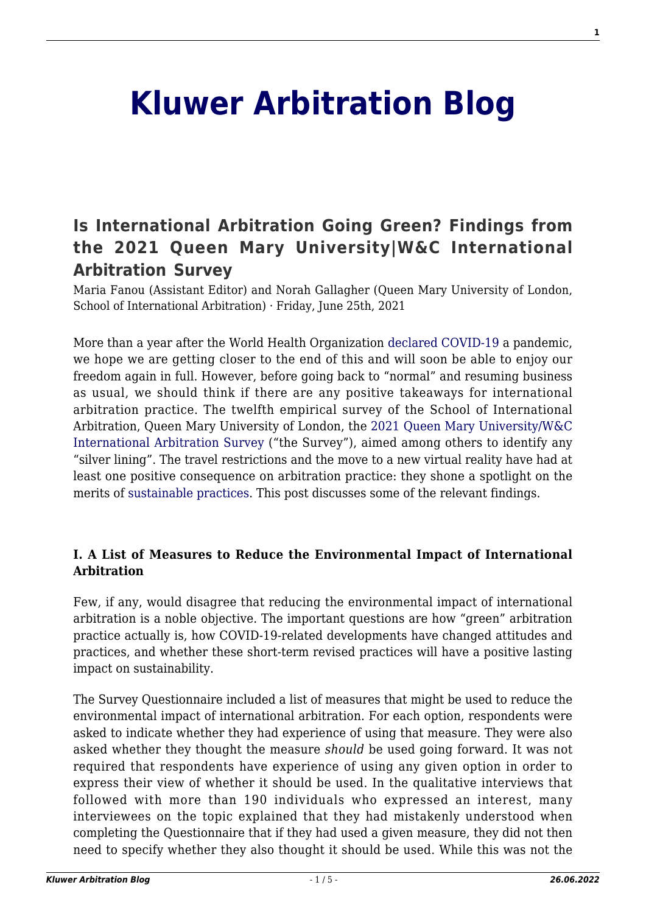# Kluwer Arbitration Blog

## Is International Arbitration Going Green? Findings from the 2021 Queen Mary University|W&C International Arbitration Survey

Maria Fanou (Assistant Editor) and Norah Gallagher (Queen Mary University of London, School of International Arbitration) · Friday, June 25th, 2021

More than a year after the World Health Organization declared COVID-19 a pandemic, we hope we are getting closer to the end of this and will soon be able to enjoy our freedom again in full. However, before going back to "normal" and resuming business as usual, we should think if there are any positive takeaways for international arbitration practice. The twelfth empirical survey of the School of International Arbitration, Queen Mary University of London, the 2021 Queen Mary University/W&C International Arbitration Survey ("the Survey"), aimed among others to identify any "silver lining". The travel restrictions and the move to a new virtual reality have had at least one positive consequence on arbitration practice: they shone a spotlight on the merits of sustainable practices. This post discusses some of the relevant findings.

### I. A List of Measures to Reduce the Environmental Impact of International Arbitration

Few, if any, would disagree that reducing the environmental impact of international arbitration is a noble objective. The important questions are how "green" arbitration practice actually is, how COVID-19-related developments have changed attitudes and practices, and whether these short-term revised practices will have a positive lasting impact on sustainability.

The Survey Questionnaire included a list of measures that might be used to reduce the environmental impact of international arbitration. For each option, respondents were asked to indicate whether they had experience of using that measure. They were also asked whether they thought the measure *should* be used going forward. It was not required that respondents have experience of using any given option in order to express their view of whether it should be used. In the qualitative interviews that followed with more than 190 individuals who expressed an interest, many interviewees on the topic explained that they had mistakenly understood when completing the Questionnaire that if they had used a given measure, they did not then need to specify whether they also thought it should be used. While this was not the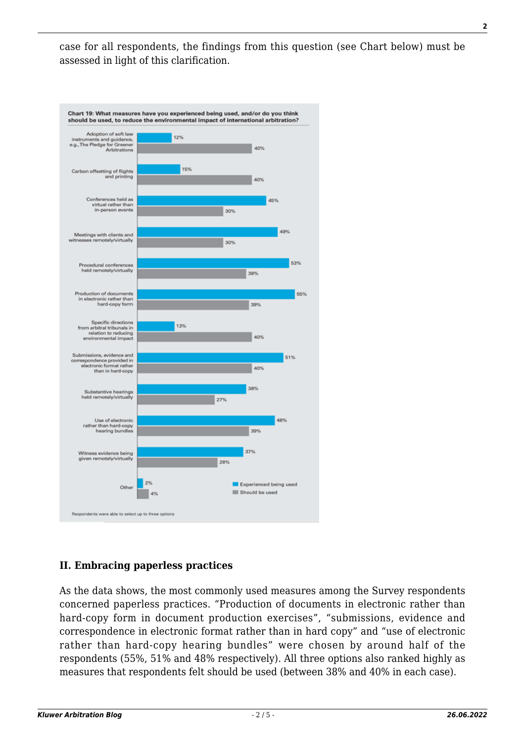case for all respondents, the findings from this question (see Chart below) must be assessed in light of this clarification.

**Chart 19: What measures have you experienced being used, and/or do you think should be used, to reduce the environmental impact of international arbitration?**

| Measure | Experienced being used | Should be used |
|---|---|---|
| Adoption of soft law instruments and guidance, e.g., The Pledge for Greener Arbitrations | 12% | 40% |
| Carbon offsetting of flights and printing | 15% | 40% |
| Conferences held as virtual rather than in-person events | 45% | 30% |
| Meetings with clients and witnesses remotely/virtually | 49% | 30% |
| Procedural conferences held remotely/virtually | 53% | 38% |
| Production of documents in electronic rather than hard-copy form | 55% | 39% |
| Specific directions from arbitral tribunals in relation to reducing environmental impact | 13% | 40% |
| Submissions, evidence and correspondence provided in electronic format rather than in hard-copy | 51% | 40% |
| Substantive hearings held remotely/virtually | 38% | 27% |
| Use of electronic rather than hard-copy hearing bundles | 48% | 39% |
| Witness evidence being given remotely/virtually | 37% | 28% |
| Other | 2% | 4% |

Respondents were able to select up to three options

## II. Embracing paperless practices

As the data shows, the most commonly used measures among the Survey respondents concerned paperless practices. "Production of documents in electronic rather than hard-copy form in document production exercises", "submissions, evidence and correspondence in electronic format rather than in hard copy" and "use of electronic rather than hard-copy hearing bundles" were chosen by around half of the respondents (55%, 51% and 48% respectively). All three options also ranked highly as measures that respondents felt should be used (between 38% and 40% in each case).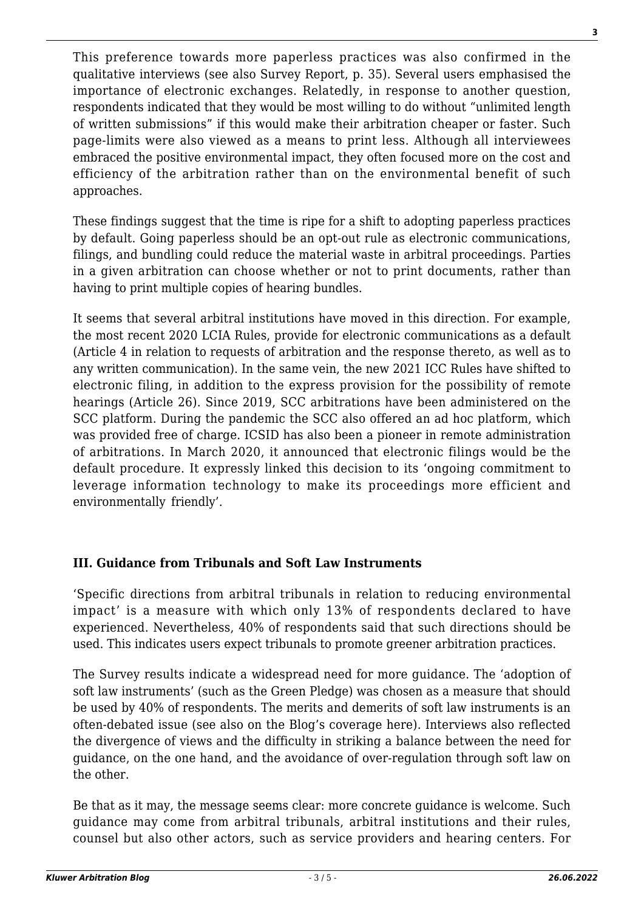This preference towards more paperless practices was also confirmed in the qualitative interviews (see also Survey Report, p. 35). Several users emphasised the importance of electronic exchanges. Relatedly, in response to another question, respondents indicated that they would be most willing to do without "unlimited length of written submissions" if this would make their arbitration cheaper or faster. Such page-limits were also viewed as a means to print less. Although all interviewees embraced the positive environmental impact, they often focused more on the cost and efficiency of the arbitration rather than on the environmental benefit of such approaches.

These findings suggest that the time is ripe for a shift to adopting paperless practices by default. Going paperless should be an opt-out rule as electronic communications, filings, and bundling could reduce the material waste in arbitral proceedings. Parties in a given arbitration can choose whether or not to print documents, rather than having to print multiple copies of hearing bundles.

It seems that several arbitral institutions have moved in this direction. For example, the most recent 2020 LCIA Rules, provide for electronic communications as a default (Article 4 in relation to requests of arbitration and the response thereto, as well as to any written communication). In the same vein, the new 2021 ICC Rules have shifted to electronic filing, in addition to the express provision for the possibility of remote hearings (Article 26). Since 2019, SCC arbitrations have been administered on the SCC platform. During the pandemic the SCC also offered an ad hoc platform, which was provided free of charge. ICSID has also been a pioneer in remote administration of arbitrations. In March 2020, it announced that electronic filings would be the default procedure. It expressly linked this decision to its 'ongoing commitment to leverage information technology to make its proceedings more efficient and environmentally friendly'.

### III. Guidance from Tribunals and Soft Law Instruments

'Specific directions from arbitral tribunals in relation to reducing environmental impact' is a measure with which only 13% of respondents declared to have experienced. Nevertheless, 40% of respondents said that such directions should be used. This indicates users expect tribunals to promote greener arbitration practices.

The Survey results indicate a widespread need for more guidance. The 'adoption of soft law instruments' (such as the Green Pledge) was chosen as a measure that should be used by 40% of respondents. The merits and demerits of soft law instruments is an often-debated issue (see also on the Blog's coverage here). Interviews also reflected the divergence of views and the difficulty in striking a balance between the need for guidance, on the one hand, and the avoidance of over-regulation through soft law on the other.

Be that as it may, the message seems clear: more concrete guidance is welcome. Such guidance may come from arbitral tribunals, arbitral institutions and their rules, counsel but also other actors, such as service providers and hearing centers. For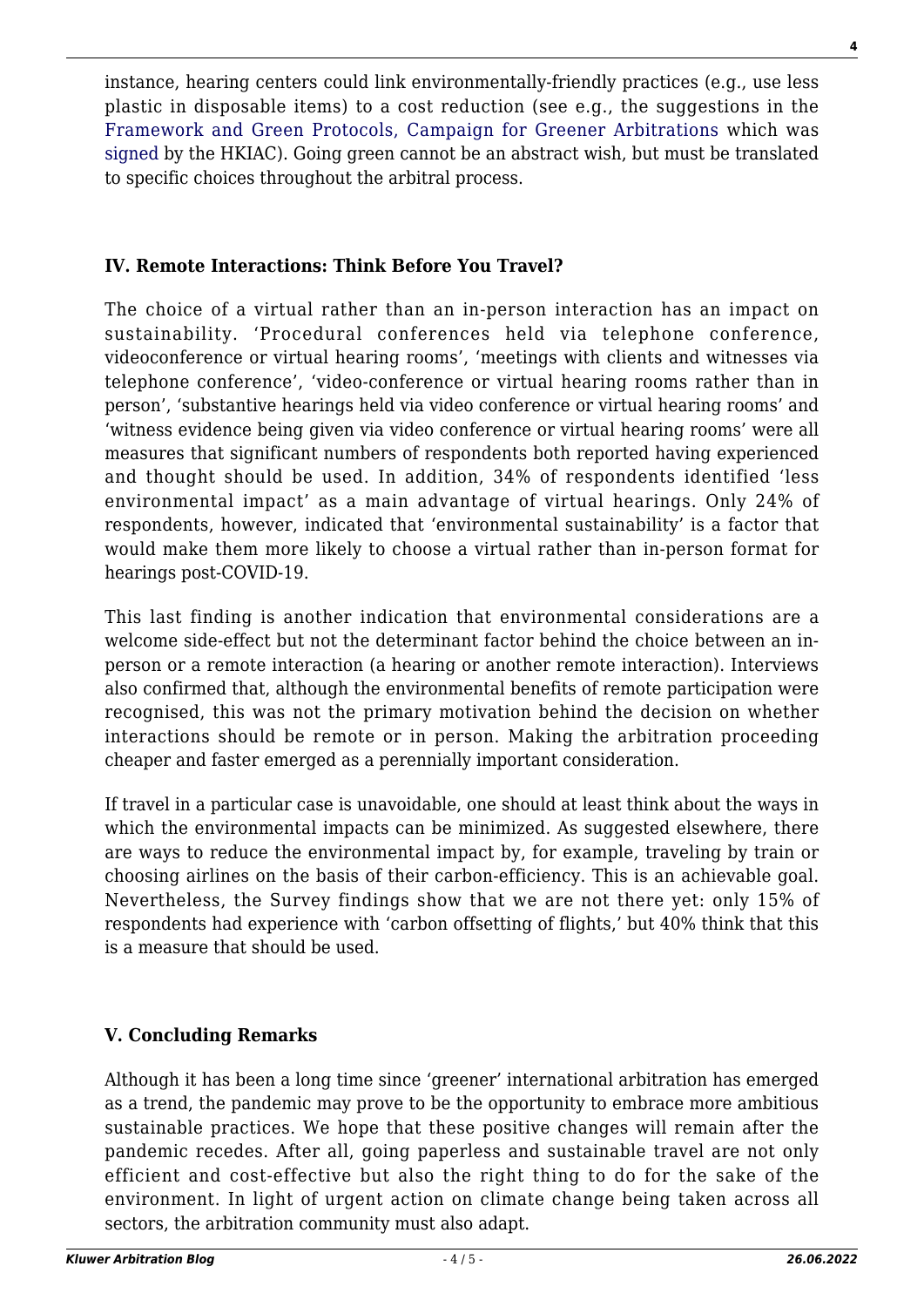instance, hearing centers could link environmentally-friendly practices (e.g., use less plastic in disposable items) to a cost reduction (see e.g., the suggestions in the Framework and Green Protocols, Campaign for Greener Arbitrations which was signed by the HKIAC). Going green cannot be an abstract wish, but must be translated to specific choices throughout the arbitral process.

### IV. Remote Interactions: Think Before You Travel?

The choice of a virtual rather than an in-person interaction has an impact on sustainability. 'Procedural conferences held via telephone conference, videoconference or virtual hearing rooms', 'meetings with clients and witnesses via telephone conference', 'video-conference or virtual hearing rooms rather than in person', 'substantive hearings held via video conference or virtual hearing rooms' and 'witness evidence being given via video conference or virtual hearing rooms' were all measures that significant numbers of respondents both reported having experienced and thought should be used. In addition, 34% of respondents identified 'less environmental impact' as a main advantage of virtual hearings. Only 24% of respondents, however, indicated that 'environmental sustainability' is a factor that would make them more likely to choose a virtual rather than in-person format for hearings post-COVID-19.

This last finding is another indication that environmental considerations are a welcome side-effect but not the determinant factor behind the choice between an in-person or a remote interaction (a hearing or another remote interaction). Interviews also confirmed that, although the environmental benefits of remote participation were recognised, this was not the primary motivation behind the decision on whether interactions should be remote or in person. Making the arbitration proceeding cheaper and faster emerged as a perennially important consideration.

If travel in a particular case is unavoidable, one should at least think about the ways in which the environmental impacts can be minimized. As suggested elsewhere, there are ways to reduce the environmental impact by, for example, traveling by train or choosing airlines on the basis of their carbon-efficiency. This is an achievable goal. Nevertheless, the Survey findings show that we are not there yet: only 15% of respondents had experience with 'carbon offsetting of flights,' but 40% think that this is a measure that should be used.

### V. Concluding Remarks

Although it has been a long time since 'greener' international arbitration has emerged as a trend, the pandemic may prove to be the opportunity to embrace more ambitious sustainable practices. We hope that these positive changes will remain after the pandemic recedes. After all, going paperless and sustainable travel are not only efficient and cost-effective but also the right thing to do for the sake of the environment. In light of urgent action on climate change being taken across all sectors, the arbitration community must also adapt.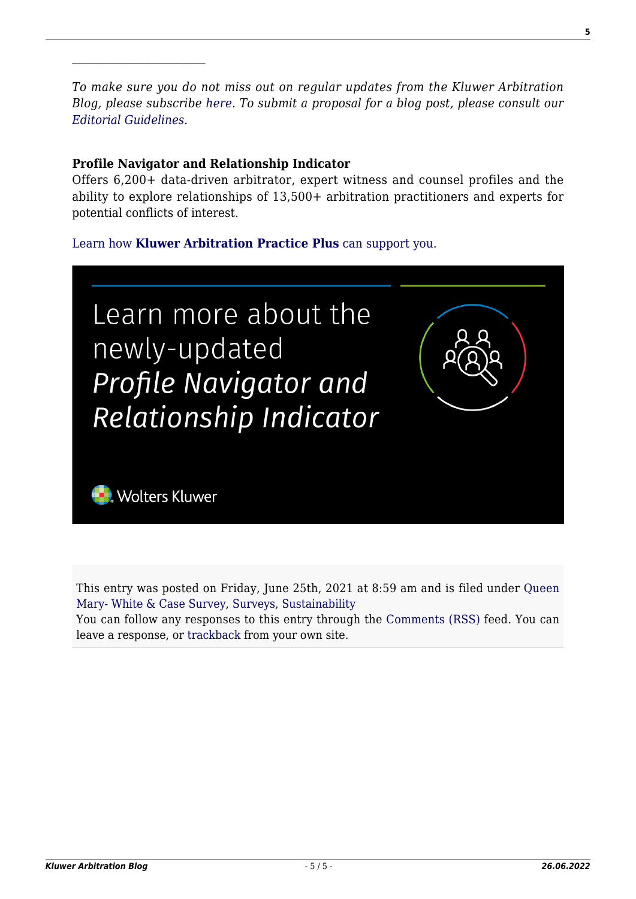---

*To make sure you do not miss out on regular updates from the Kluwer Arbitration Blog, please subscribe here. To submit a proposal for a blog post, please consult our Editorial Guidelines.*

**Profile Navigator and Relationship Indicator**
Offers 6,200+ data-driven arbitrator, expert witness and counsel profiles and the ability to explore relationships of 13,500+ arbitration practitioners and experts for potential conflicts of interest.

Learn how **Kluwer Arbitration Practice Plus** can support you.

Learn more about the newly-updated *Profile Navigator and Relationship Indicator*

Wolters Kluwer

This entry was posted on Friday, June 25th, 2021 at 8:59 am and is filed under Queen Mary- White & Case Survey, Surveys, Sustainability
You can follow any responses to this entry through the Comments (RSS) feed. You can leave a response, or trackback from your own site.